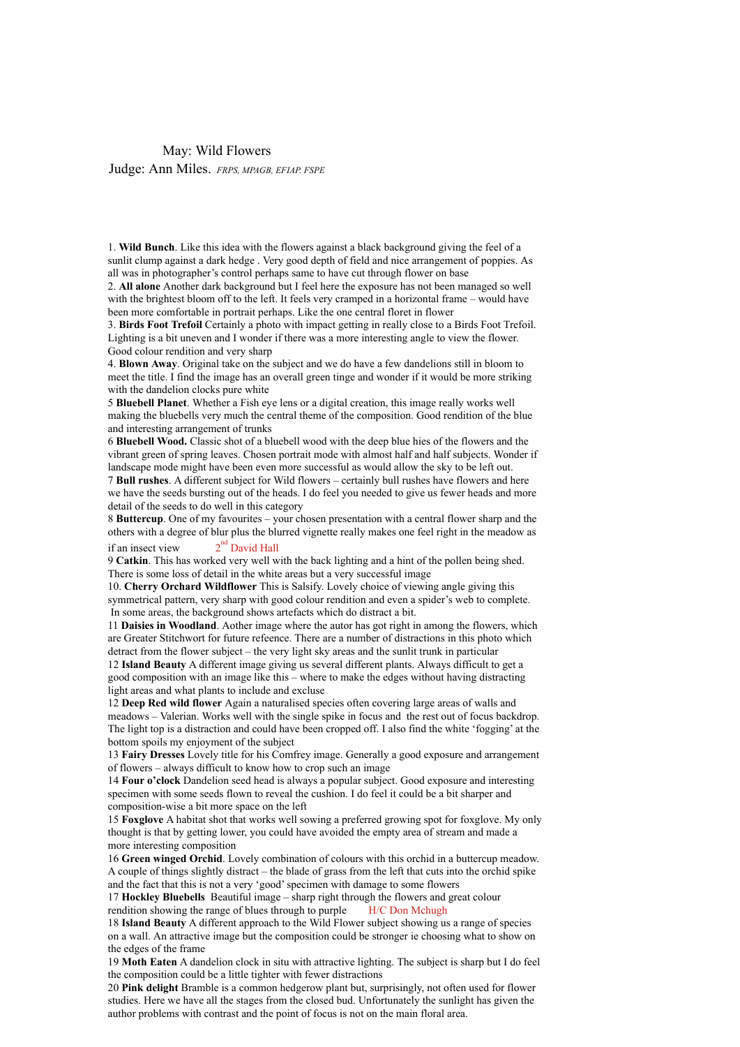May: Wild Flowers

Judge: Ann Miles. *FRPS, MPAGB, EFIAP. FSPE*

1. **Wild Bunch**. Like this idea with the flowers against a black background giving the feel of a sunlit clump against a dark hedge . Very good depth of field and nice arrangement of poppies. As all was in photographer's control perhaps same to have cut through flower on base
2. **All alone** Another dark background but I feel here the exposure has not been managed so well with the brightest bloom off to the left. It feels very cramped in a horizontal frame – would have been more comfortable in portrait perhaps. Like the one central floret in flower
3. **Birds Foot Trefoil** Certainly a photo with impact getting in really close to a Birds Foot Trefoil. Lighting is a bit uneven and I wonder if there was a more interesting angle to view the flower. Good colour rendition and very sharp
4. **Blown Away**. Original take on the subject and we do have a few dandelions still in bloom to meet the title. I find the image has an overall green tinge and wonder if it would be more striking with the dandelion clocks pure white

5 **Bluebell Planet**. Whether a Fish eye lens or a digital creation, this image really works well making the bluebells very much the central theme of the composition. Good rendition of the blue and interesting arrangement of trunks

6 **Bluebell Wood.** Classic shot of a bluebell wood with the deep blue hies of the flowers and the vibrant green of spring leaves. Chosen portrait mode with almost half and half subjects. Wonder if landscape mode might have been even more successful as would allow the sky to be left out.

7 **Bull rushes**. A different subject for Wild flowers – certainly bull rushes have flowers and here we have the seeds bursting out of the heads. I do feel you needed to give us fewer heads and more detail of the seeds to do well in this category

8 **Buttercup**. One of my favourites – your chosen presentation with a central flower sharp and the others with a degree of blur plus the blurred vignette really makes one feel right in the meadow as if an insect view 2nd David Hall

9 **Catkin**. This has worked very well with the back lighting and a hint of the pollen being shed. There is some loss of detail in the white areas but a very successful image

10. **Cherry Orchard Wildflower** This is Salsify. Lovely choice of viewing angle giving this symmetrical pattern, very sharp with good colour rendition and even a spider's web to complete. In some areas, the background shows artefacts which do distract a bit.

11 **Daisies in Woodland**. Aother image where the autor has got right in among the flowers, which are Greater Stitchwort for future refeence. There are a number of distractions in this photo which detract from the flower subject – the very light sky areas and the sunlit trunk in particular

12 **Island Beauty** A different image giving us several different plants. Always difficult to get a good composition with an image like this – where to make the edges without having distracting light areas and what plants to include and excluse

12 **Deep Red wild flower** Again a naturalised species often covering large areas of walls and meadows – Valerian. Works well with the single spike in focus and the rest out of focus backdrop. The light top is a distraction and could have been cropped off. I also find the white 'fogging' at the bottom spoils my enjoyment of the subject

13 **Fairy Dresses** Lovely title for his Comfrey image. Generally a good exposure and arrangement of flowers – always difficult to know how to crop such an image

14 **Four o'clock** Dandelion seed head is always a popular subject. Good exposure and interesting specimen with some seeds flown to reveal the cushion. I do feel it could be a bit sharper and composition-wise a bit more space on the left

15 **Foxglove** A habitat shot that works well sowing a preferred growing spot for foxglove. My only thought is that by getting lower, you could have avoided the empty area of stream and made a more interesting composition

16 **Green winged Orchid**. Lovely combination of colours with this orchid in a buttercup meadow. A couple of things slightly distract – the blade of grass from the left that cuts into the orchid spike and the fact that this is not a very 'good' specimen with damage to some flowers

17 **Hockley Bluebells** Beautiful image – sharp right through the flowers and great colour rendition showing the range of blues through to purple H/C Don Mchugh

18 **Island Beauty** A different approach to the Wild Flower subject showing us a range of species on a wall. An attractive image but the composition could be stronger ie choosing what to show on the edges of the frame

19 **Moth Eaten** A dandelion clock in situ with attractive lighting. The subject is sharp but I do feel the composition could be a little tighter with fewer distractions

20 **Pink delight** Bramble is a common hedgerow plant but, surprisingly, not often used for flower studies. Here we have all the stages from the closed bud. Unfortunately the sunlight has given the author problems with contrast and the point of focus is not on the main floral area.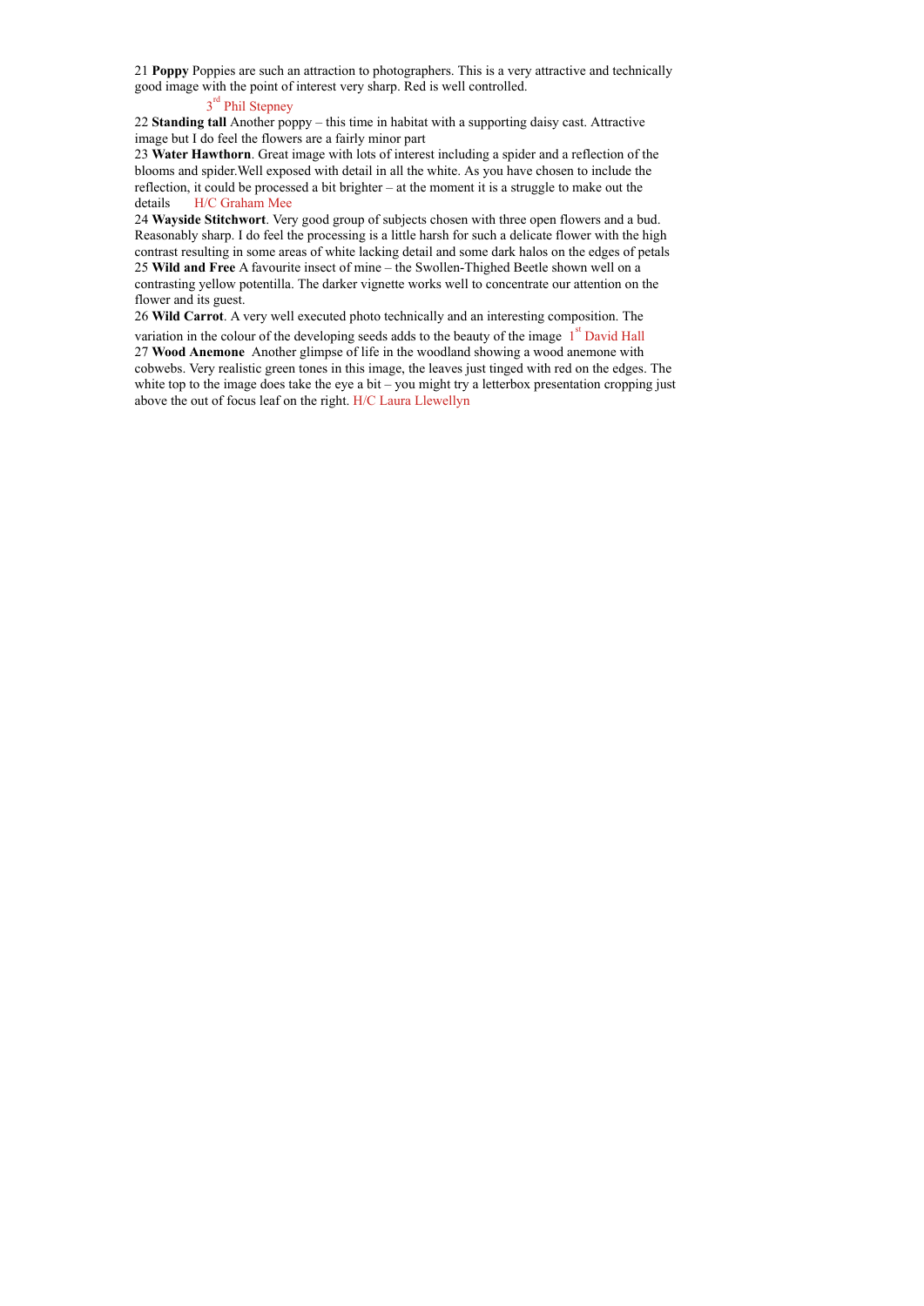21 **Poppy** Poppies are such an attraction to photographers. This is a very attractive and technically good image with the point of interest very sharp. Red is well controlled.

3rd Phil Stepney

22 **Standing tall** Another poppy – this time in habitat with a supporting daisy cast. Attractive image but I do feel the flowers are a fairly minor part

23 **Water Hawthorn**. Great image with lots of interest including a spider and a reflection of the blooms and spider.Well exposed with detail in all the white. As you have chosen to include the reflection, it could be processed a bit brighter – at the moment it is a struggle to make out the details H/C Graham Mee

24 **Wayside Stitchwort**. Very good group of subjects chosen with three open flowers and a bud. Reasonably sharp. I do feel the processing is a little harsh for such a delicate flower with the high contrast resulting in some areas of white lacking detail and some dark halos on the edges of petals

25 **Wild and Free** A favourite insect of mine – the Swollen-Thighed Beetle shown well on a contrasting yellow potentilla. The darker vignette works well to concentrate our attention on the flower and its guest.

26 **Wild Carrot**. A very well executed photo technically and an interesting composition. The variation in the colour of the developing seeds adds to the beauty of the image 1st David Hall

27 **Wood Anemone** Another glimpse of life in the woodland showing a wood anemone with cobwebs. Very realistic green tones in this image, the leaves just tinged with red on the edges. The white top to the image does take the eye a bit – you might try a letterbox presentation cropping just above the out of focus leaf on the right. H/C Laura Llewellyn